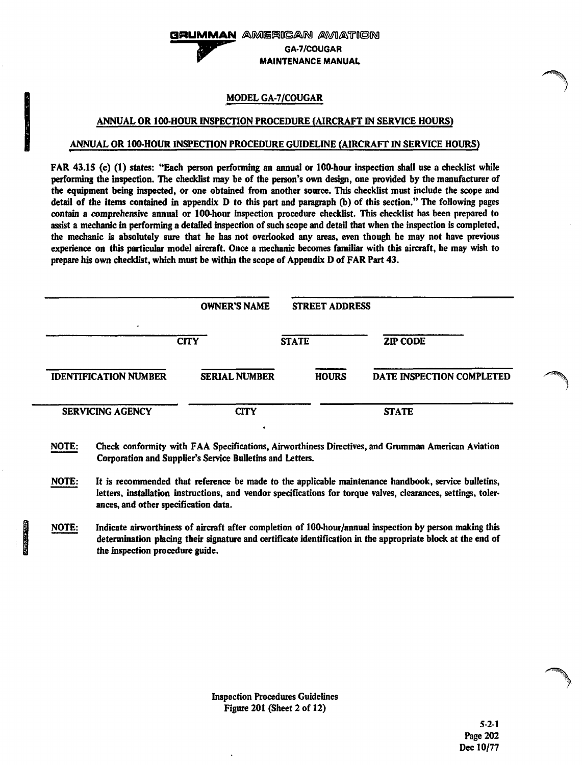## MODEL GA-7/COUGAR

### ANNUAL OR 100-HOUR INSPECTION PROCEDURE (AIRCRAFT IN SERVICE HOURS)

### ANNUAL OR 100-HOUR INSPECTION PROCEDURE GUIDELINE (AIRCRAFT IN SERVICE HOURS)

**FAR 43.15 (c) (1) states: "Each person performing an annual or 100-hour inspection shall use a checklist while performing the inspection. The checklist may be of the person's own design, one provided by the manufacturer of the equipment being inspected, or one obtained from another source. This checklist must include the scope and detail of the items contained in appendix D to this part and paragraph (b) of this section." The following pages contain a comprehensive annual or 100-hour inspection procedure checklist. This checklist has been prepared to assist a mechanic in performing a detailed inspection of such scope and detail that when the inspection is completed, the mechanic is absolutely sure that he has not overlooked any areas, even though he may not have previous experience on this particular model aircraft. Once a mechanic becomes familiar with this aircraft, he may wish to prepare his own checklist, which must be within the scope of Appendix D of FAR Part 43.**

| | |
|---|---|
| OWNER'S NAME | STREET ADDRESS |

| | | |
|---|---|---|
| CITY | STATE | ZIP CODE |

| | | | |
|---|---|---|---|
| IDENTIFICATION NUMBER | SERIAL NUMBER | HOURS | DATE INSPECTION COMPLETED |

| | | |
|---|---|---|
| SERVICING AGENCY | CITY | STATE |

**NOTE:** Check conformity with FAA Specifications, Airworthiness Directives, and Grumman American Aviation Corporation and Supplier's Service Bulletins and Letters.

**NOTE:** It is recommended that reference be made to the applicable maintenance handbook, service bulletins, letters, installation instructions, and vendor specifications for torque valves, clearances, settings, tolerances, and other specification data.

**NOTE:** Indicate airworthiness of aircraft after completion of 100-hour/annual inspection by person making this determination placing their signature and certificate identification in the appropriate block at the end of the inspection procedure guide.

Inspection Procedures Guidelines
Figure 201 (Sheet 2 of 12)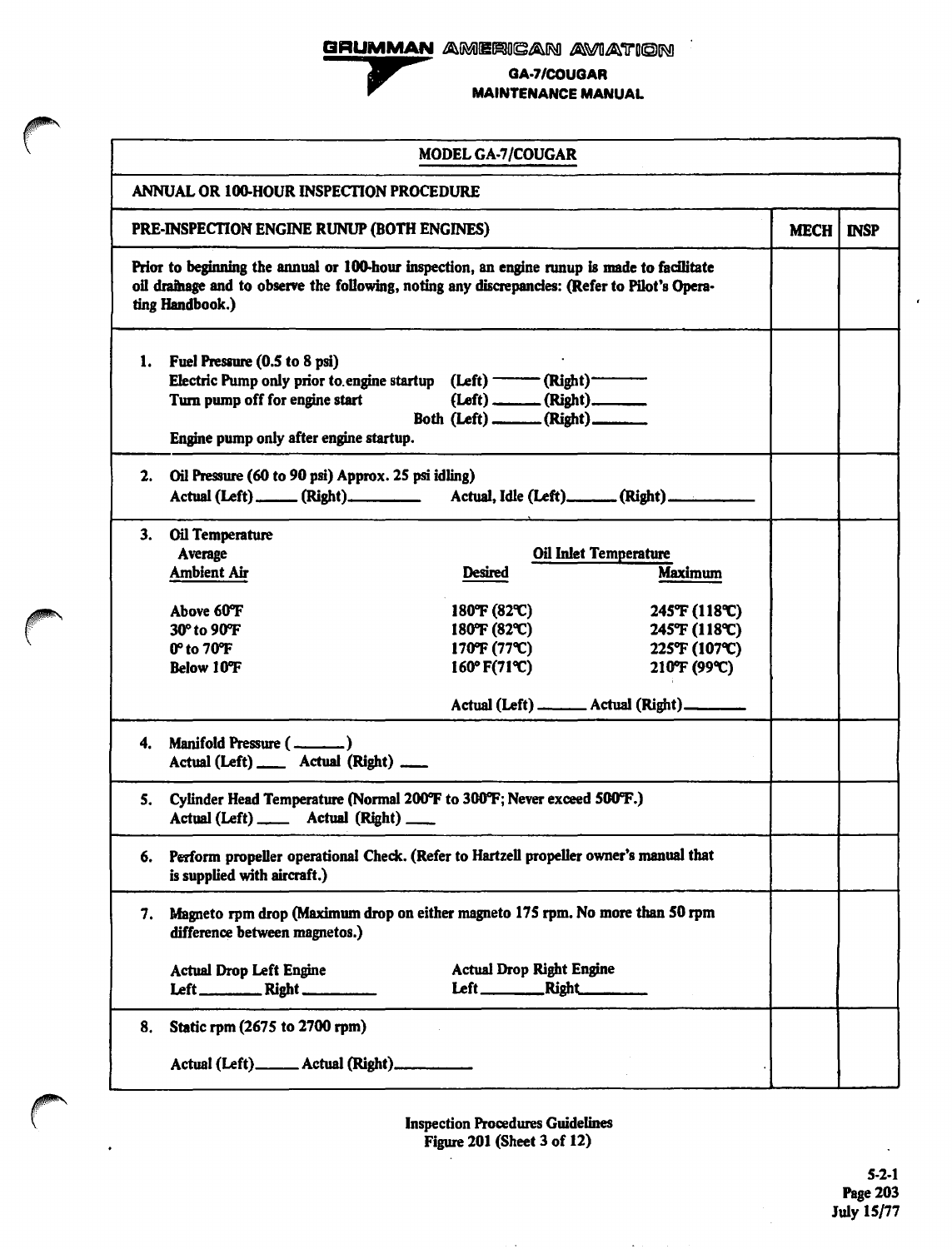| MODEL GA-7/COUGAR | | |
|---|---|---|
| ANNUAL OR 100-HOUR INSPECTION PROCEDURE | | |
| PRE-INSPECTION ENGINE RUNUP (BOTH ENGINES) | MECH | INSP |
| Prior to beginning the annual or 100-hour inspection, an engine runup is made to facilitate oil drainage and to observe the following, noting any discrepancies: (Refer to Pilot's Operating Handbook.) | | |
| 1. Fuel Pressure (0.5 to 8 psi)<br>Electric Pump only prior to engine startup (Left) ______ (Right) ______<br>Turn pump off for engine start (Left) ______ (Right) ______<br>Both (Left) ______ (Right) ______<br>Engine pump only after engine startup. | | |
| 2. Oil Pressure (60 to 90 psi) Approx. 25 psi idling)<br>Actual (Left) ______ (Right) ______ Actual, Idle (Left) ______ (Right) ______ | | |
| 3. Oil Temperature<br>Average Ambient Air / Oil Inlet Temperature Desired / Maximum<br>Above 60°F — 180°F (82°C) — 245°F (118°C)<br>30° to 90°F — 180°F (82°C) — 245°F (118°C)<br>0° to 70°F — 170°F (77°C) — 225°F (107°C)<br>Below 10°F — 160° F(71°C) — 210°F (99°C)<br>Actual (Left) ______ Actual (Right) ______ | | |
| 4. Manifold Pressure ( ______ )<br>Actual (Left) ______ Actual (Right) ______ | | |
| 5. Cylinder Head Temperature (Normal 200°F to 300°F; Never exceed 500°F.)<br>Actual (Left) ______ Actual (Right) ______ | | |
| 6. Perform propeller operational Check. (Refer to Hartzell propeller owner's manual that is supplied with aircraft.) | | |
| 7. Magneto rpm drop (Maximum drop on either magneto 175 rpm. No more than 50 rpm difference between magnetos.)<br>Actual Drop Left Engine: Left ______ Right ______<br>Actual Drop Right Engine: Left ______ Right ______ | | |
| 8. Static rpm (2675 to 2700 rpm)<br>Actual (Left) ______ Actual (Right) ______ | | |

Inspection Procedures Guidelines
Figure 201 (Sheet 3 of 12)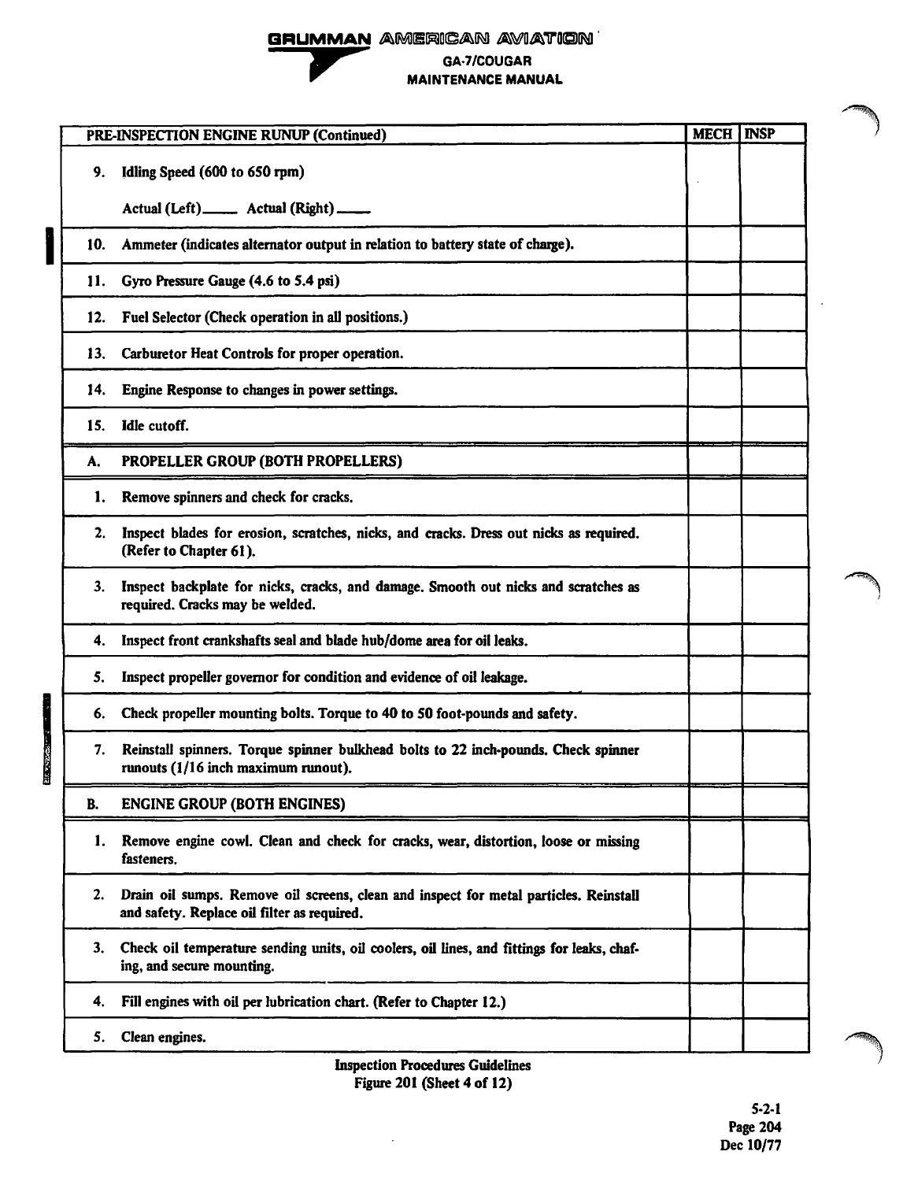| PRE-INSPECTION ENGINE RUNUP (Continued) | MECH | INSP |
|---|---|---|
| 9. Idling Speed (600 to 650 rpm)<br>Actual (Left)_____ Actual (Right)_____ | | |
| 10. Ammeter (indicates alternator output in relation to battery state of charge). | | |
| 11. Gyro Pressure Gauge (4.6 to 5.4 psi) | | |
| 12. Fuel Selector (Check operation in all positions.) | | |
| 13. Carburetor Heat Controls for proper operation. | | |
| 14. Engine Response to changes in power settings. | | |
| 15. Idle cutoff. | | |
| **A. PROPELLER GROUP (BOTH PROPELLERS)** | | |
| 1. Remove spinners and check for cracks. | | |
| 2. Inspect blades for erosion, scratches, nicks, and cracks. Dress out nicks as required. (Refer to Chapter 61). | | |
| 3. Inspect backplate for nicks, cracks, and damage. Smooth out nicks and scratches as required. Cracks may be welded. | | |
| 4. Inspect front crankshafts seal and blade hub/dome area for oil leaks. | | |
| 5. Inspect propeller governor for condition and evidence of oil leakage. | | |
| 6. Check propeller mounting bolts. Torque to 40 to 50 foot-pounds and safety. | | |
| 7. Reinstall spinners. Torque spinner bulkhead bolts to 22 inch-pounds. Check spinner runouts (1/16 inch maximum runout). | | |
| **B. ENGINE GROUP (BOTH ENGINES)** | | |
| 1. Remove engine cowl. Clean and check for cracks, wear, distortion, loose or missing fasteners. | | |
| 2. Drain oil sumps. Remove oil screens, clean and inspect for metal particles. Reinstall and safety. Replace oil filter as required. | | |
| 3. Check oil temperature sending units, oil coolers, oil lines, and fittings for leaks, chafing, and secure mounting. | | |
| 4. Fill engines with oil per lubrication chart. (Refer to Chapter 12.) | | |
| 5. Clean engines. | | |

Inspection Procedures Guidelines
Figure 201 (Sheet 4 of 12)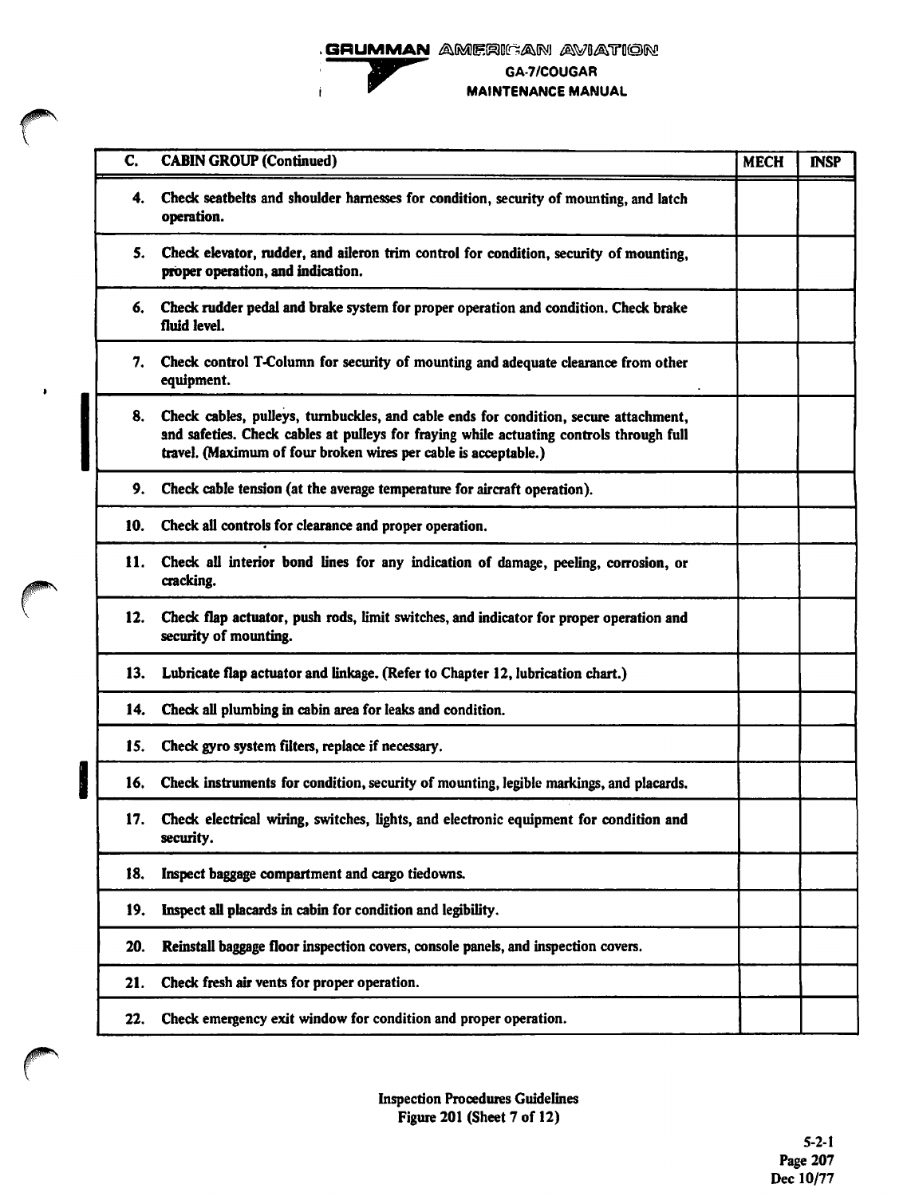| C. | CABIN GROUP (Continued) | MECH | INSP |
|---|---|---|---|
| 4. | Check seatbelts and shoulder harnesses for condition, security of mounting, and latch operation. | | |
| 5. | Check elevator, rudder, and aileron trim control for condition, security of mounting, proper operation, and indication. | | |
| 6. | Check rudder pedal and brake system for proper operation and condition. Check brake fluid level. | | |
| 7. | Check control T-Column for security of mounting and adequate clearance from other equipment. | | |
| 8. | Check cables, pulleys, turnbuckles, and cable ends for condition, secure attachment, and safeties. Check cables at pulleys for fraying while actuating controls through full travel. (Maximum of four broken wires per cable is acceptable.) | | |
| 9. | Check cable tension (at the average temperature for aircraft operation). | | |
| 10. | Check all controls for clearance and proper operation. | | |
| 11. | Check all interior bond lines for any indication of damage, peeling, corrosion, or cracking. | | |
| 12. | Check flap actuator, push rods, limit switches, and indicator for proper operation and security of mounting. | | |
| 13. | Lubricate flap actuator and linkage. (Refer to Chapter 12, lubrication chart.) | | |
| 14. | Check all plumbing in cabin area for leaks and condition. | | |
| 15. | Check gyro system filters, replace if necessary. | | |
| 16. | Check instruments for condition, security of mounting, legible markings, and placards. | | |
| 17. | Check electrical wiring, switches, lights, and electronic equipment for condition and security. | | |
| 18. | Inspect baggage compartment and cargo tiedowns. | | |
| 19. | Inspect all placards in cabin for condition and legibility. | | |
| 20. | Reinstall baggage floor inspection covers, console panels, and inspection covers. | | |
| 21. | Check fresh air vents for proper operation. | | |
| 22. | Check emergency exit window for condition and proper operation. | | |

Inspection Procedures Guidelines
Figure 201 (Sheet 7 of 12)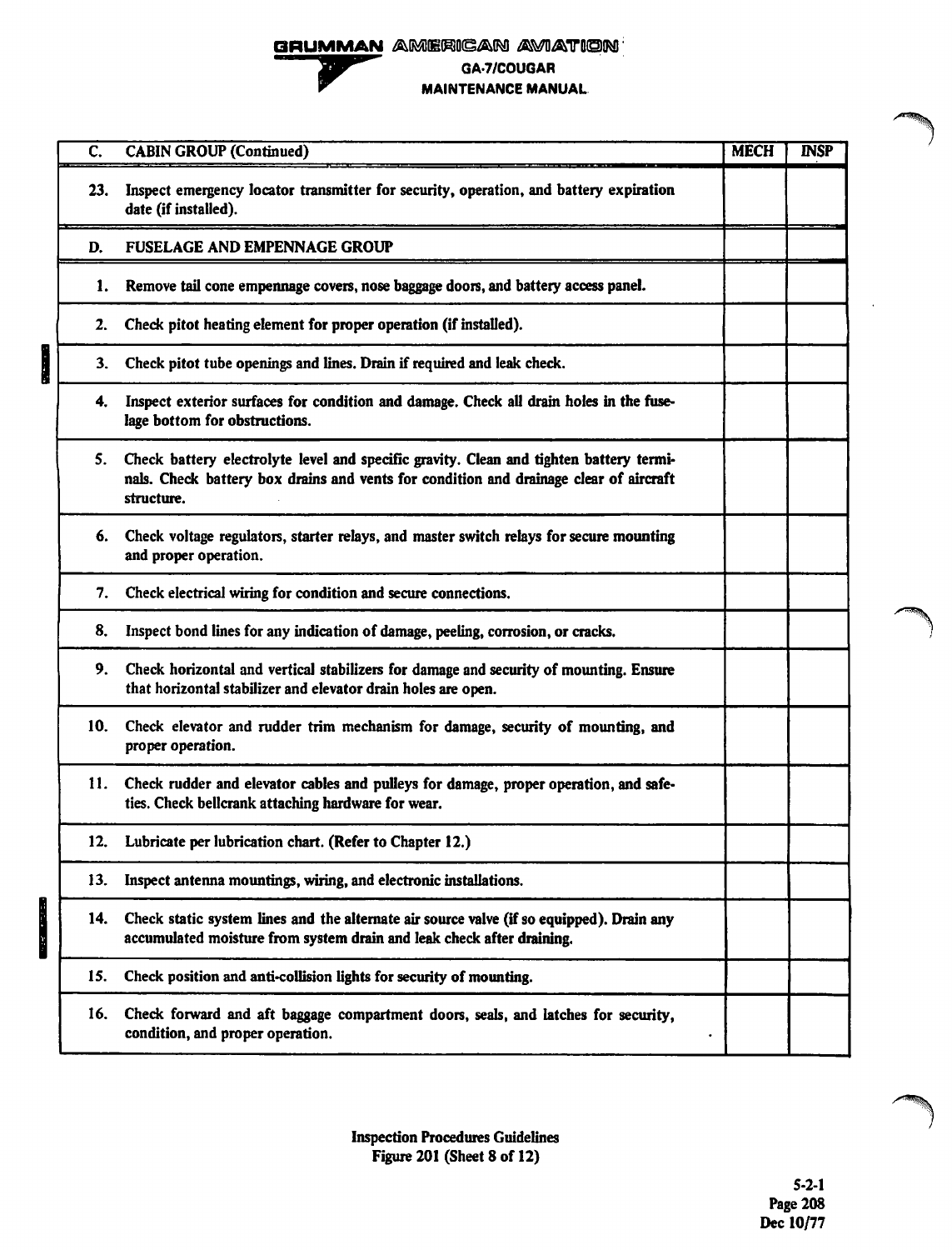| C. | CABIN GROUP (Continued) | MECH | INSP |
|---|---|---|---|
| 23. | Inspect emergency locator transmitter for security, operation, and battery expiration date (if installed). | | |
| D. | FUSELAGE AND EMPENNAGE GROUP | | |
| 1. | Remove tail cone empennage covers, nose baggage doors, and battery access panel. | | |
| 2. | Check pitot heating element for proper operation (if installed). | | |
| 3. | Check pitot tube openings and lines. Drain if required and leak check. | | |
| 4. | Inspect exterior surfaces for condition and damage. Check all drain holes in the fuselage bottom for obstructions. | | |
| 5. | Check battery electrolyte level and specific gravity. Clean and tighten battery terminals. Check battery box drains and vents for condition and drainage clear of aircraft structure. | | |
| 6. | Check voltage regulators, starter relays, and master switch relays for secure mounting and proper operation. | | |
| 7. | Check electrical wiring for condition and secure connections. | | |
| 8. | Inspect bond lines for any indication of damage, peeling, corrosion, or cracks. | | |
| 9. | Check horizontal and vertical stabilizers for damage and security of mounting. Ensure that horizontal stabilizer and elevator drain holes are open. | | |
| 10. | Check elevator and rudder trim mechanism for damage, security of mounting, and proper operation. | | |
| 11. | Check rudder and elevator cables and pulleys for damage, proper operation, and safeties. Check bellcrank attaching hardware for wear. | | |
| 12. | Lubricate per lubrication chart. (Refer to Chapter 12.) | | |
| 13. | Inspect antenna mountings, wiring, and electronic installations. | | |
| 14. | Check static system lines and the alternate air source valve (if so equipped). Drain any accumulated moisture from system drain and leak check after draining. | | |
| 15. | Check position and anti-collision lights for security of mounting. | | |
| 16. | Check forward and aft baggage compartment doors, seals, and latches for security, condition, and proper operation. | | |

Inspection Procedures Guidelines
Figure 201 (Sheet 8 of 12)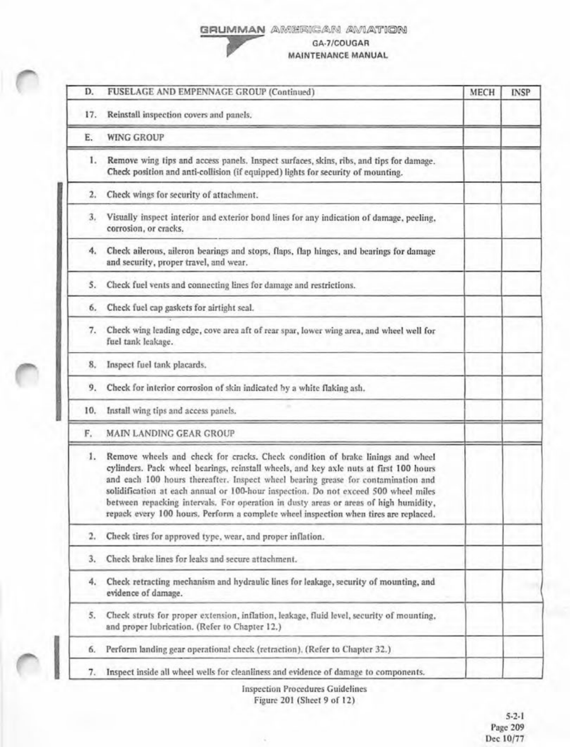| D. | FUSELAGE AND EMPENNAGE GROUP (Continued) | MECH | INSP |
|---|---|---|---|
| 17. | Reinstall inspection covers and panels. | | |
| E. | WING GROUP | | |
| 1. | Remove wing tips and access panels. Inspect surfaces, skins, ribs, and tips for damage. Check position and anti-collision (if equipped) lights for security of mounting. | | |
| 2. | Check wings for security of attachment. | | |
| 3. | Visually inspect interior and exterior bond lines for any indication of damage, peeling, corrosion, or cracks. | | |
| 4. | Check ailerons, aileron bearings and stops, flaps, flap hinges, and bearings for damage and security, proper travel, and wear. | | |
| 5. | Check fuel vents and connecting lines for damage and restrictions. | | |
| 6. | Check fuel cap gaskets for airtight seal. | | |
| 7. | Check wing leading edge, cove area aft of rear spar, lower wing area, and wheel well for fuel tank leakage. | | |
| 8. | Inspect fuel tank placards. | | |
| 9. | Check for interior corrosion of skin indicated by a white flaking ash. | | |
| 10. | Install wing tips and access panels. | | |
| F. | MAIN LANDING GEAR GROUP | | |
| 1. | Remove wheels and check for cracks. Check condition of brake linings and wheel cylinders. Pack wheel bearings, reinstall wheels, and key axle nuts at first 100 hours and each 100 hours thereafter. Inspect wheel bearing grease for contamination and solidification at each annual or 100-hour inspection. Do not exceed 500 wheel miles between repacking intervals. For operation in dusty areas or areas of high humidity, repack every 100 hours. Perform a complete wheel inspection when tires are replaced. | | |
| 2. | Check tires for approved type, wear, and proper inflation. | | |
| 3. | Check brake lines for leaks and secure attachment. | | |
| 4. | Check retracting mechanism and hydraulic lines for leakage, security of mounting, and evidence of damage. | | |
| 5. | Check struts for proper extension, inflation, leakage, fluid level, security of mounting, and proper lubrication. (Refer to Chapter 12.) | | |
| 6. | Perform landing gear operational check (retraction). (Refer to Chapter 32.) | | |
| 7. | Inspect inside all wheel wells for cleanliness and evidence of damage to components. | | |

Inspection Procedures Guidelines
Figure 201 (Sheet 9 of 12)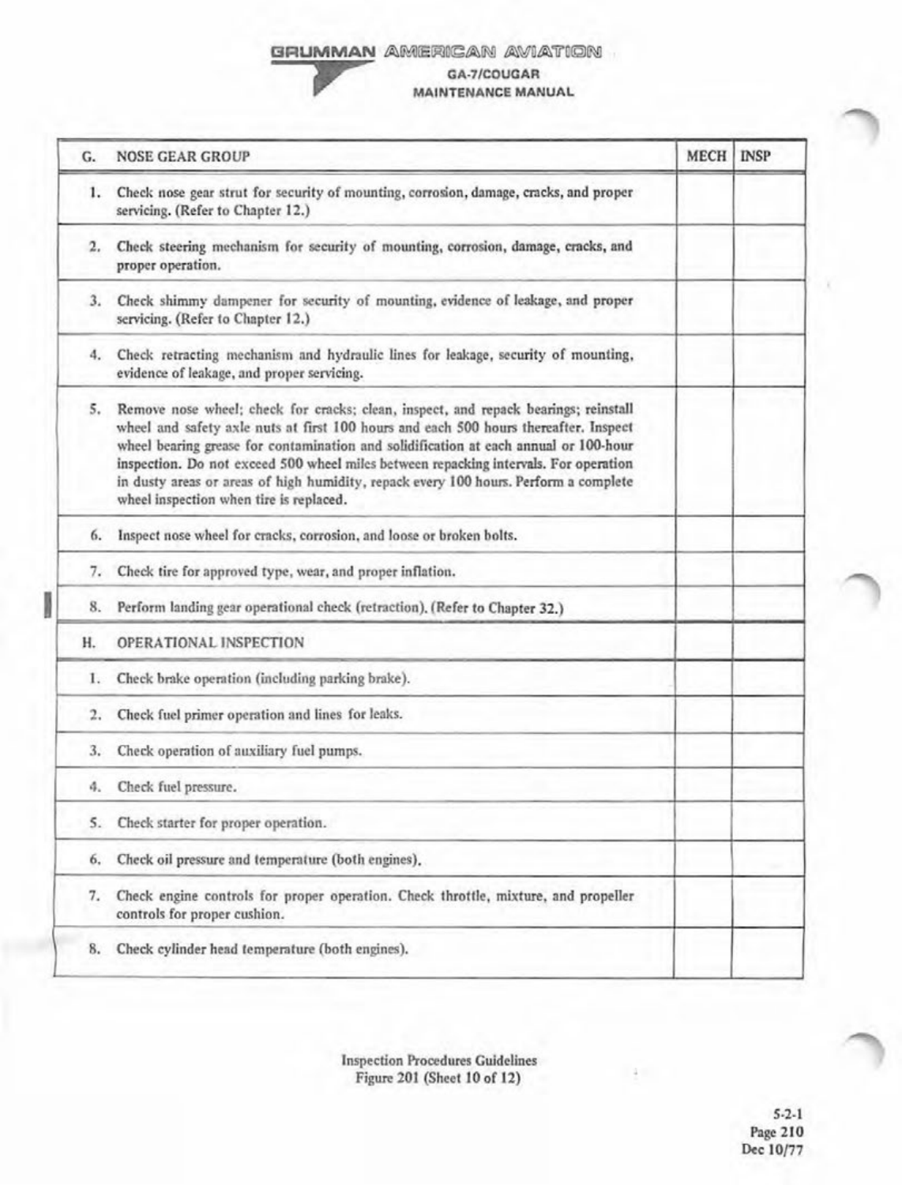| G. | NOSE GEAR GROUP | MECH | INSP |
|---|---|---|---|
| 1. | Check nose gear strut for security of mounting, corrosion, damage, cracks, and proper servicing. (Refer to Chapter 12.) | | |
| 2. | Check steering mechanism for security of mounting, corrosion, damage, cracks, and proper operation. | | |
| 3. | Check shimmy dampener for security of mounting, evidence of leakage, and proper servicing. (Refer to Chapter 12.) | | |
| 4. | Check retracting mechanism and hydraulic lines for leakage, security of mounting, evidence of leakage, and proper servicing. | | |
| 5. | Remove nose wheel; check for cracks; clean, inspect, and repack bearings; reinstall wheel and safety axle nuts at first 100 hours and each 500 hours thereafter. Inspect wheel bearing grease for contamination and solidification at each annual or 100-hour inspection. Do not exceed 500 wheel miles between repacking intervals. For operation in dusty areas or areas of high humidity, repack every 100 hours. Perform a complete wheel inspection when tire is replaced. | | |
| 6. | Inspect nose wheel for cracks, corrosion, and loose or broken bolts. | | |
| 7. | Check tire for approved type, wear, and proper inflation. | | |
| 8. | Perform landing gear operational check (retraction). (Refer to Chapter 32.) | | |
| H. | OPERATIONAL INSPECTION | | |
| 1. | Check brake operation (including parking brake). | | |
| 2. | Check fuel primer operation and lines for leaks. | | |
| 3. | Check operation of auxiliary fuel pumps. | | |
| 4. | Check fuel pressure. | | |
| 5. | Check starter for proper operation. | | |
| 6. | Check oil pressure and temperature (both engines). | | |
| 7. | Check engine controls for proper operation. Check throttle, mixture, and propeller controls for proper cushion. | | |
| 8. | Check cylinder head temperature (both engines). | | |

Inspection Procedures Guidelines
Figure 201 (Sheet 10 of 12)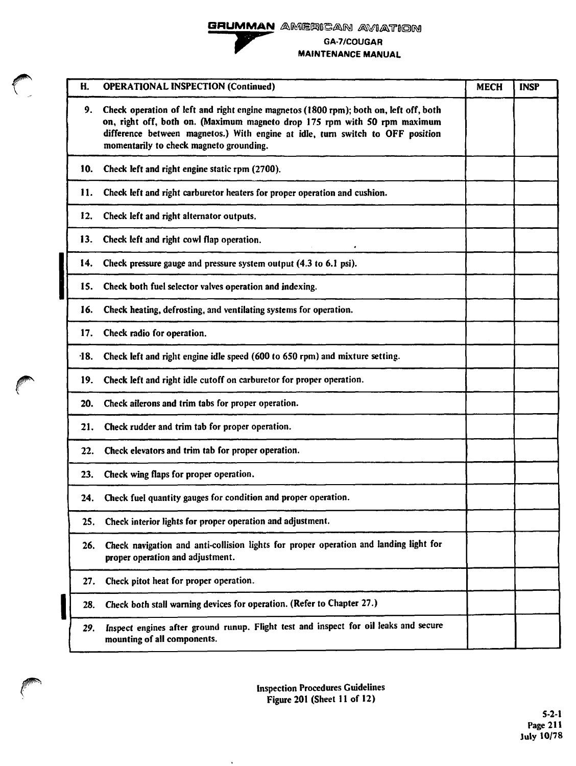| H. | OPERATIONAL INSPECTION (Continued) | MECH | INSP |
|---|---|---|---|
| 9. | Check operation of left and right engine magnetos (1800 rpm); both on, left off, both on, right off, both on. (Maximum magneto drop 175 rpm with 50 rpm maximum difference between magnetos.) With engine at idle, turn switch to OFF position momentarily to check magneto grounding. | | |
| 10. | Check left and right engine static rpm (2700). | | |
| 11. | Check left and right carburetor heaters for proper operation and cushion. | | |
| 12. | Check left and right alternator outputs. | | |
| 13. | Check left and right cowl flap operation. | | |
| 14. | Check pressure gauge and pressure system output (4.3 to 6.1 psi). | | |
| 15. | Check both fuel selector valves operation and indexing. | | |
| 16. | Check heating, defrosting, and ventilating systems for operation. | | |
| 17. | Check radio for operation. | | |
| 18. | Check left and right engine idle speed (600 to 650 rpm) and mixture setting. | | |
| 19. | Check left and right idle cutoff on carburetor for proper operation. | | |
| 20. | Check ailerons and trim tabs for proper operation. | | |
| 21. | Check rudder and trim tab for proper operation. | | |
| 22. | Check elevators and trim tab for proper operation. | | |
| 23. | Check wing flaps for proper operation. | | |
| 24. | Check fuel quantity gauges for condition and proper operation. | | |
| 25. | Check interior lights for proper operation and adjustment. | | |
| 26. | Check navigation and anti-collision lights for proper operation and landing light for proper operation and adjustment. | | |
| 27. | Check pitot heat for proper operation. | | |
| 28. | Check both stall warning devices for operation. (Refer to Chapter 27.) | | |
| 29. | Inspect engines after ground runup. Flight test and inspect for oil leaks and secure mounting of all components. | | |

Inspection Procedures Guidelines
Figure 201 (Sheet 11 of 12)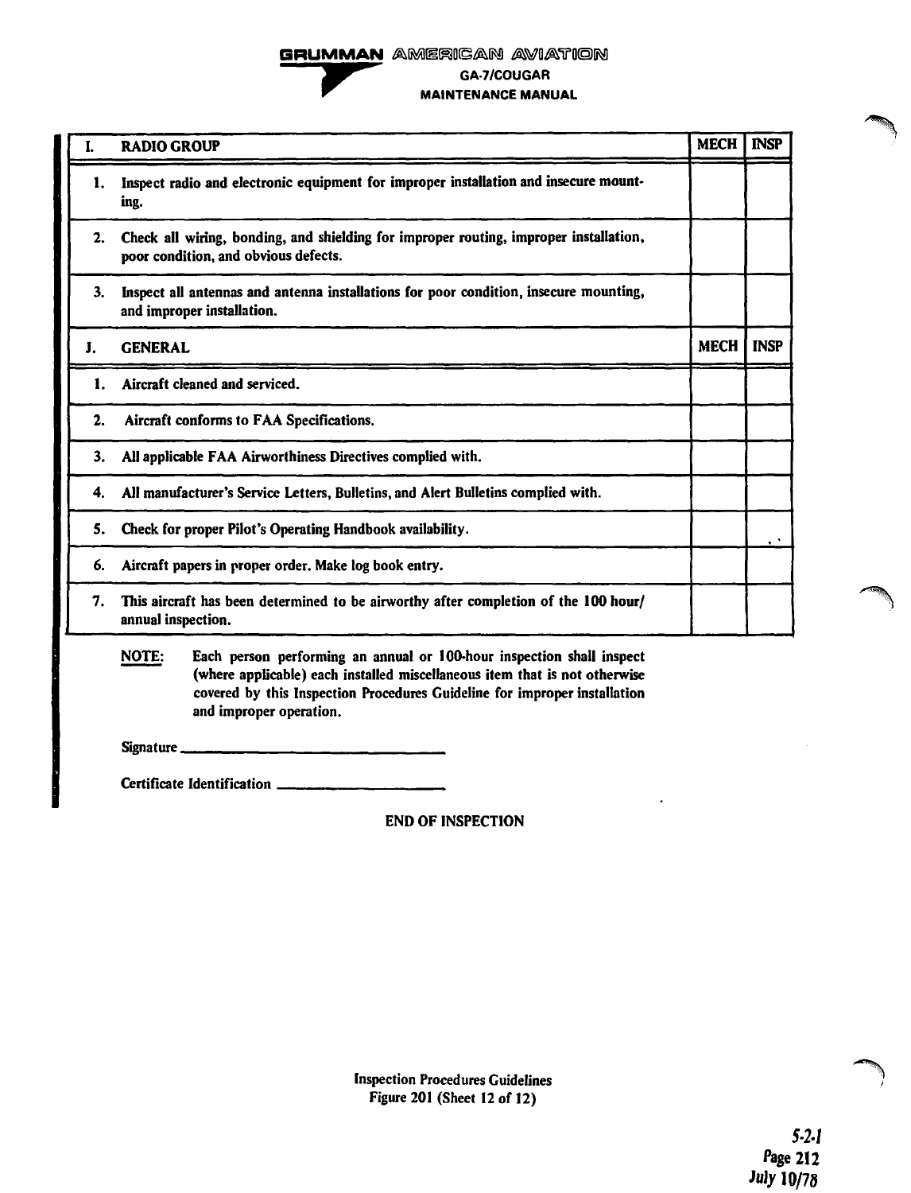| I. | RADIO GROUP | MECH | INSP |
|---|---|---|---|
| 1. | Inspect radio and electronic equipment for improper installation and insecure mounting. | | |
| 2. | Check all wiring, bonding, and shielding for improper routing, improper installation, poor condition, and obvious defects. | | |
| 3. | Inspect all antennas and antenna installations for poor condition, insecure mounting, and improper installation. | | |

| J. | GENERAL | MECH | INSP |
|---|---|---|---|
| 1. | Aircraft cleaned and serviced. | | |
| 2. | Aircraft conforms to FAA Specifications. | | |
| 3. | All applicable FAA Airworthiness Directives complied with. | | |
| 4. | All manufacturer's Service Letters, Bulletins, and Alert Bulletins complied with. | | |
| 5. | Check for proper Pilot's Operating Handbook availability. | | |
| 6. | Aircraft papers in proper order. Make log book entry. | | |
| 7. | This aircraft has been determined to be airworthy after completion of the 100 hour/annual inspection. | | |

NOTE: Each person performing an annual or 100-hour inspection shall inspect (where applicable) each installed miscellaneous item that is not otherwise covered by this Inspection Procedures Guideline for improper installation and improper operation.

Signature ________________________________

Certificate Identification ____________________

END OF INSPECTION

Inspection Procedures Guidelines
Figure 201 (Sheet 12 of 12)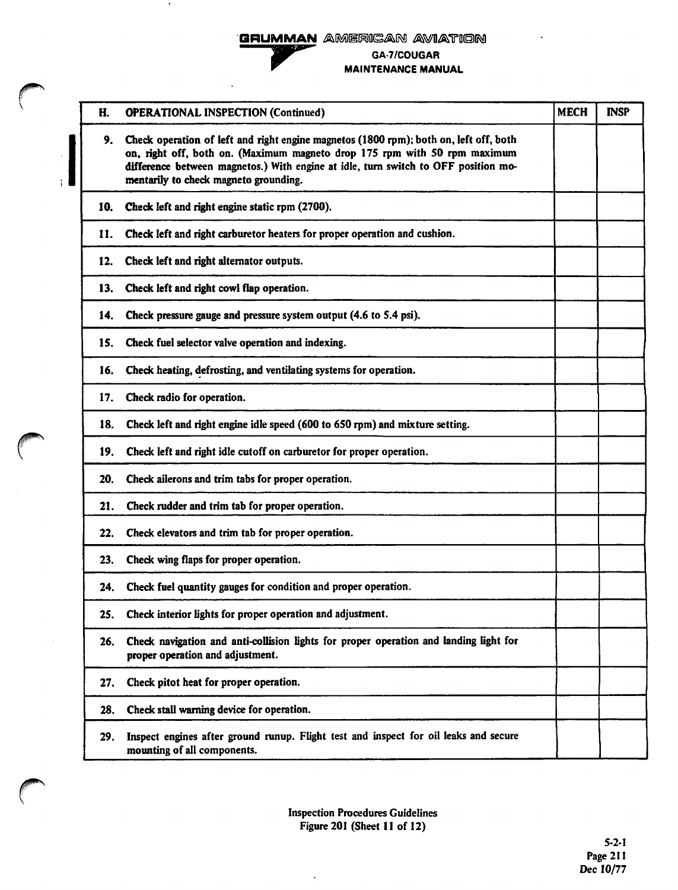| H. | OPERATIONAL INSPECTION (Continued) | MECH | INSP |
|---|---|---|---|
| 9. | Check operation of left and right engine magnetos (1800 rpm); both on, left off, both on, right off, both on. (Maximum magneto drop 175 rpm with 50 rpm maximum difference between magnetos.) With engine at idle, turn switch to OFF position momentarily to check magneto grounding. | | |
| 10. | Check left and right engine static rpm (2700). | | |
| 11. | Check left and right carburetor heaters for proper operation and cushion. | | |
| 12. | Check left and right alternator outputs. | | |
| 13. | Check left and right cowl flap operation. | | |
| 14. | Check pressure gauge and pressure system output (4.6 to 5.4 psi). | | |
| 15. | Check fuel selector valve operation and indexing. | | |
| 16. | Check heating, defrosting, and ventilating systems for operation. | | |
| 17. | Check radio for operation. | | |
| 18. | Check left and right engine idle speed (600 to 650 rpm) and mixture setting. | | |
| 19. | Check left and right idle cutoff on carburetor for proper operation. | | |
| 20. | Check ailerons and trim tabs for proper operation. | | |
| 21. | Check rudder and trim tab for proper operation. | | |
| 22. | Check elevators and trim tab for proper operation. | | |
| 23. | Check wing flaps for proper operation. | | |
| 24. | Check fuel quantity gauges for condition and proper operation. | | |
| 25. | Check interior lights for proper operation and adjustment. | | |
| 26. | Check navigation and anti-collision lights for proper operation and landing light for proper operation and adjustment. | | |
| 27. | Check pitot heat for proper operation. | | |
| 28. | Check stall warning device for operation. | | |
| 29. | Inspect engines after ground runup. Flight test and inspect for oil leaks and secure mounting of all components. | | |

Inspection Procedures Guidelines
Figure 201 (Sheet 11 of 12)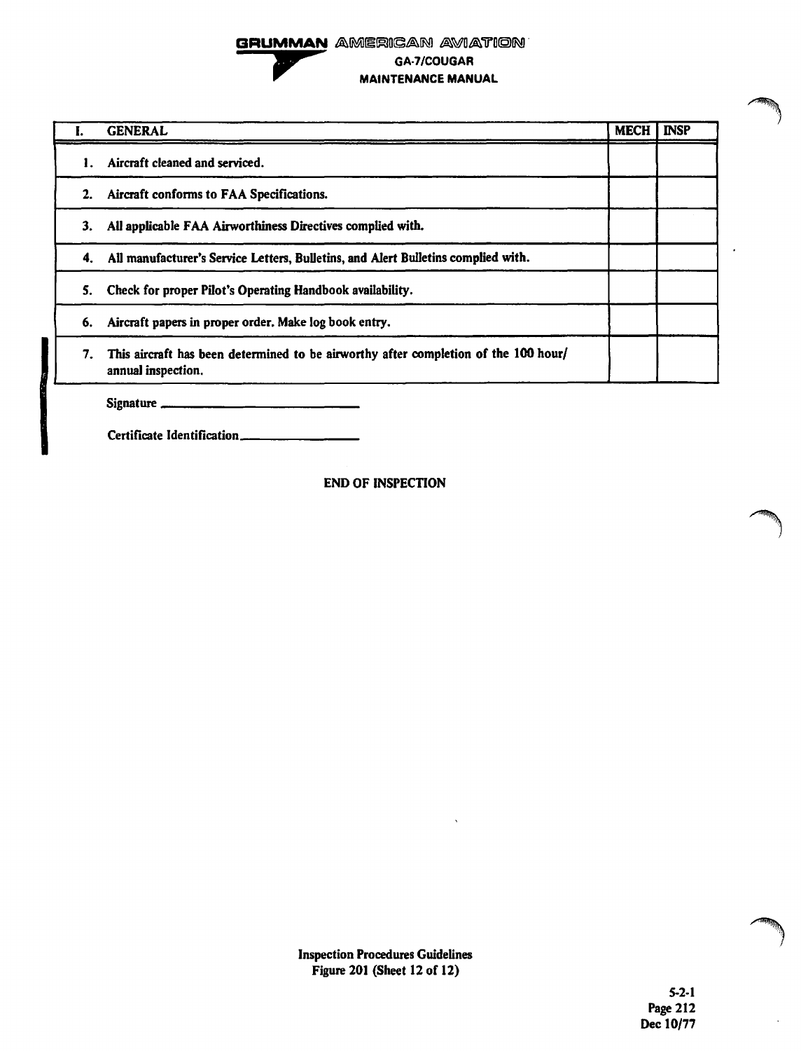| I. | GENERAL | MECH | INSP |
|---|---|---|---|
| 1. | Aircraft cleaned and serviced. | | |
| 2. | Aircraft conforms to FAA Specifications. | | |
| 3. | All applicable FAA Airworthiness Directives complied with. | | |
| 4. | All manufacturer's Service Letters, Bulletins, and Alert Bulletins complied with. | | |
| 5. | Check for proper Pilot's Operating Handbook availability. | | |
| 6. | Aircraft papers in proper order. Make log book entry. | | |
| 7. | This aircraft has been determined to be airworthy after completion of the 100 hour/ annual inspection. | | |

Signature ____________________

Certificate Identification ____________________

END OF INSPECTION

Inspection Procedures Guidelines
Figure 201 (Sheet 12 of 12)